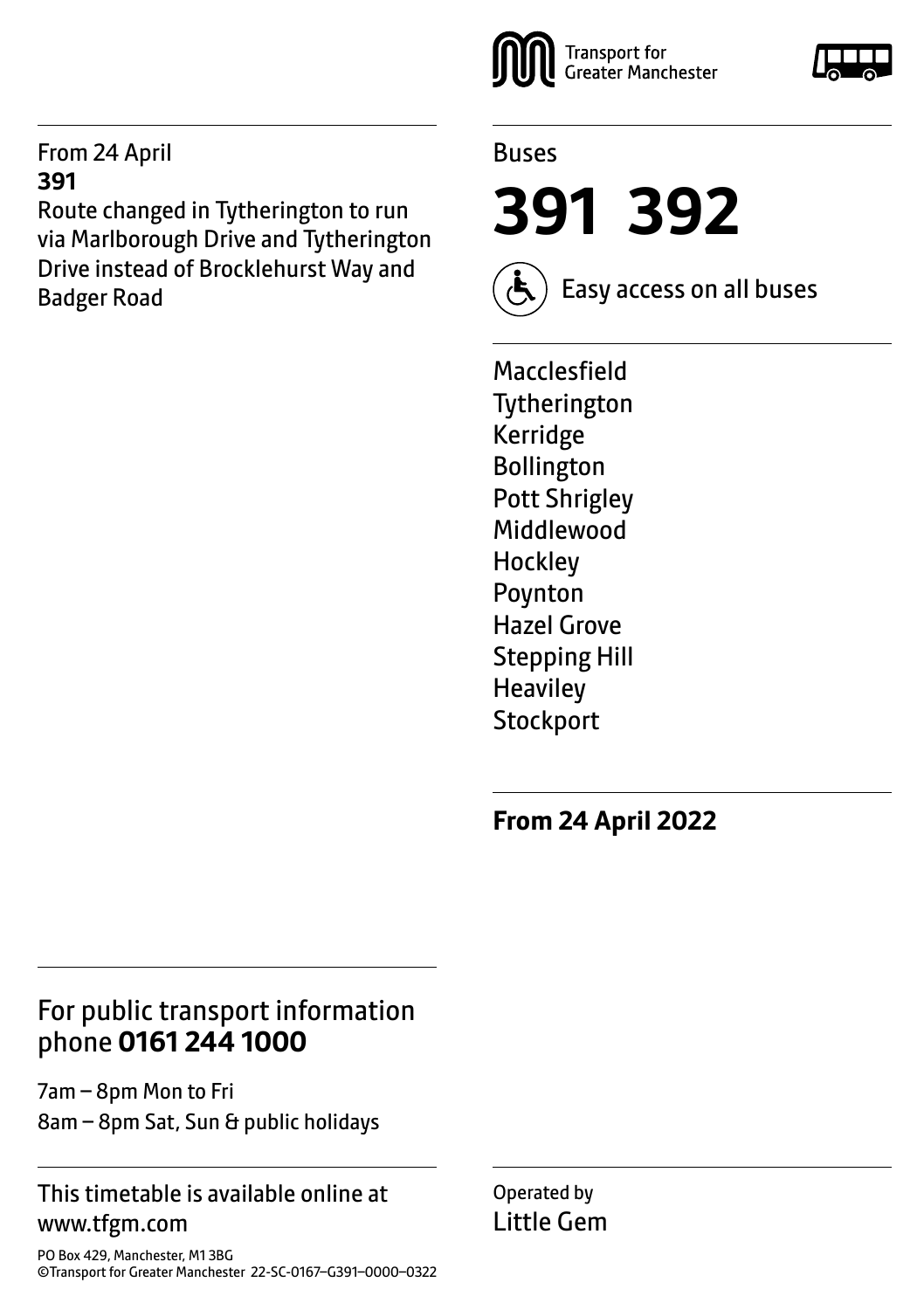From 24 April
**391**
Route changed in Tytherington to run via Marlborough Drive and Tytherington Drive instead of Brocklehurst Way and Badger Road

Transport for Greater Manchester

Buses

# 391 392

Easy access on all buses

Macclesfield
Tytherington
Kerridge
Bollington
Pott Shrigley
Middlewood
Hockley
Poynton
Hazel Grove
Stepping Hill
Heaviley
Stockport

**From 24 April 2022**

## For public transport information phone **0161 244 1000**

7am – 8pm Mon to Fri
8am – 8pm Sat, Sun & public holidays

This timetable is available online at www.tfgm.com

PO Box 429, Manchester, M1 3BG
©Transport for Greater Manchester 22-SC-0167–G391–0000–0322

Operated by
Little Gem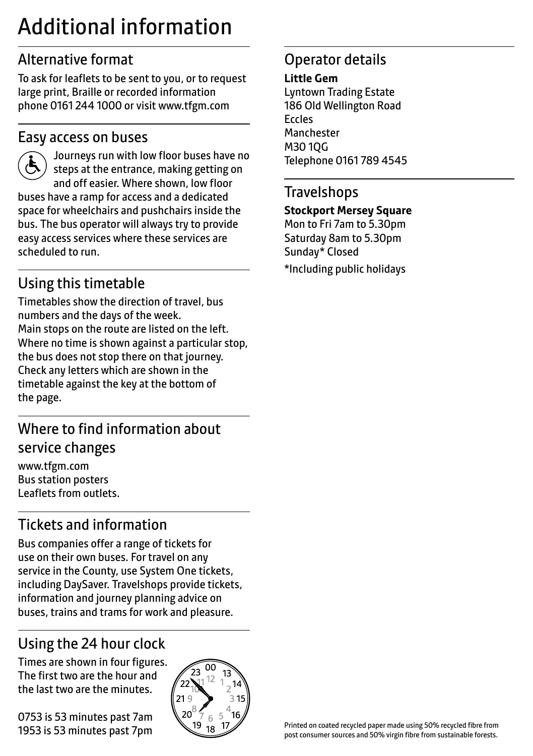# Additional information

## Alternative format

To ask for leaflets to be sent to you, or to request large print, Braille or recorded information phone 0161 244 1000 or visit www.tfgm.com

## Easy access on buses

Journeys run with low floor buses have no steps at the entrance, making getting on and off easier. Where shown, low floor buses have a ramp for access and a dedicated space for wheelchairs and pushchairs inside the bus. The bus operator will always try to provide easy access services where these services are scheduled to run.

## Using this timetable

Timetables show the direction of travel, bus numbers and the days of the week.
Main stops on the route are listed on the left. Where no time is shown against a particular stop, the bus does not stop there on that journey. Check any letters which are shown in the timetable against the key at the bottom of the page.

## Where to find information about service changes

www.tfgm.com
Bus station posters
Leaflets from outlets.

## Tickets and information

Bus companies offer a range of tickets for use on their own buses. For travel on any service in the County, use System One tickets, including DaySaver. Travelshops provide tickets, information and journey planning advice on buses, trains and trams for work and pleasure.

## Using the 24 hour clock

Times are shown in four figures. The first two are the hour and the last two are the minutes.

0753 is 53 minutes past 7am
1953 is 53 minutes past 7pm

## Operator details

**Little Gem**
Lyntown Trading Estate
186 Old Wellington Road
Eccles
Manchester
M30 1QG
Telephone 0161 789 4545

## Travelshops

**Stockport Mersey Square**
Mon to Fri 7am to 5.30pm
Saturday 8am to 5.30pm
Sunday* Closed

*Including public holidays

Printed on coated recycled paper made using 50% recycled fibre from post consumer sources and 50% virgin fibre from sustainable forests.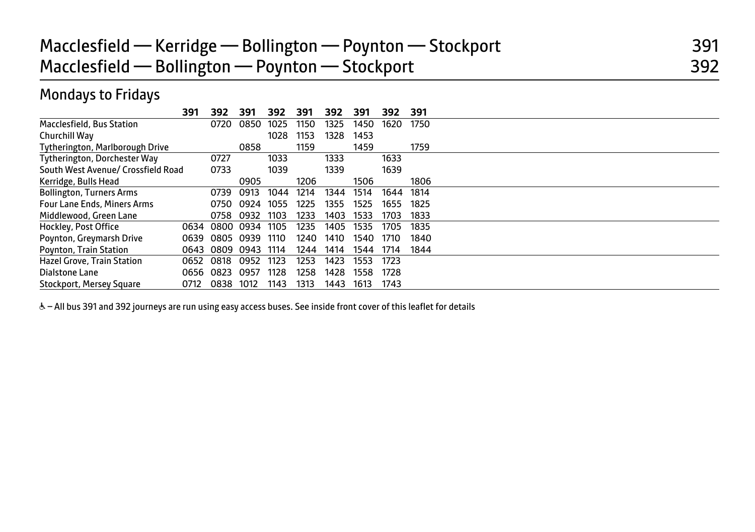# Macclesfield — Kerridge — Bollington — Poynton — Stockport 391
# Macclesfield — Bollington — Poynton — Stockport 392

## Mondays to Fridays

| | 391 | 392 | 391 | 392 | 391 | 392 | 391 | 392 | 391 |
|---|---|---|---|---|---|---|---|---|---|
| Macclesfield, Bus Station | | 0720 | 0850 | 1025 | 1150 | 1325 | 1450 | 1620 | 1750 |
| Churchill Way | | | | 1028 | 1153 | 1328 | 1453 | | |
| Tytherington, Marlborough Drive | | | 0858 | | 1159 | | 1459 | | 1759 |
| Tytherington, Dorchester Way | | 0727 | | 1033 | | 1333 | | 1633 | |
| South West Avenue/ Crossfield Road | | 0733 | | 1039 | | 1339 | | 1639 | |
| Kerridge, Bulls Head | | | 0905 | | 1206 | | 1506 | | 1806 |
| Bollington, Turners Arms | | 0739 | 0913 | 1044 | 1214 | 1344 | 1514 | 1644 | 1814 |
| Four Lane Ends, Miners Arms | | 0750 | 0924 | 1055 | 1225 | 1355 | 1525 | 1655 | 1825 |
| Middlewood, Green Lane | | 0758 | 0932 | 1103 | 1233 | 1403 | 1533 | 1703 | 1833 |
| Hockley, Post Office | 0634 | 0800 | 0934 | 1105 | 1235 | 1405 | 1535 | 1705 | 1835 |
| Poynton, Greymarsh Drive | 0639 | 0805 | 0939 | 1110 | 1240 | 1410 | 1540 | 1710 | 1840 |
| Poynton, Train Station | 0643 | 0809 | 0943 | 1114 | 1244 | 1414 | 1544 | 1714 | 1844 |
| Hazel Grove, Train Station | 0652 | 0818 | 0952 | 1123 | 1253 | 1423 | 1553 | 1723 | |
| Dialstone Lane | 0656 | 0823 | 0957 | 1128 | 1258 | 1428 | 1558 | 1728 | |
| Stockport, Mersey Square | 0712 | 0838 | 1012 | 1143 | 1313 | 1443 | 1613 | 1743 | |

♿ – All bus 391 and 392 journeys are run using easy access buses. See inside front cover of this leaflet for details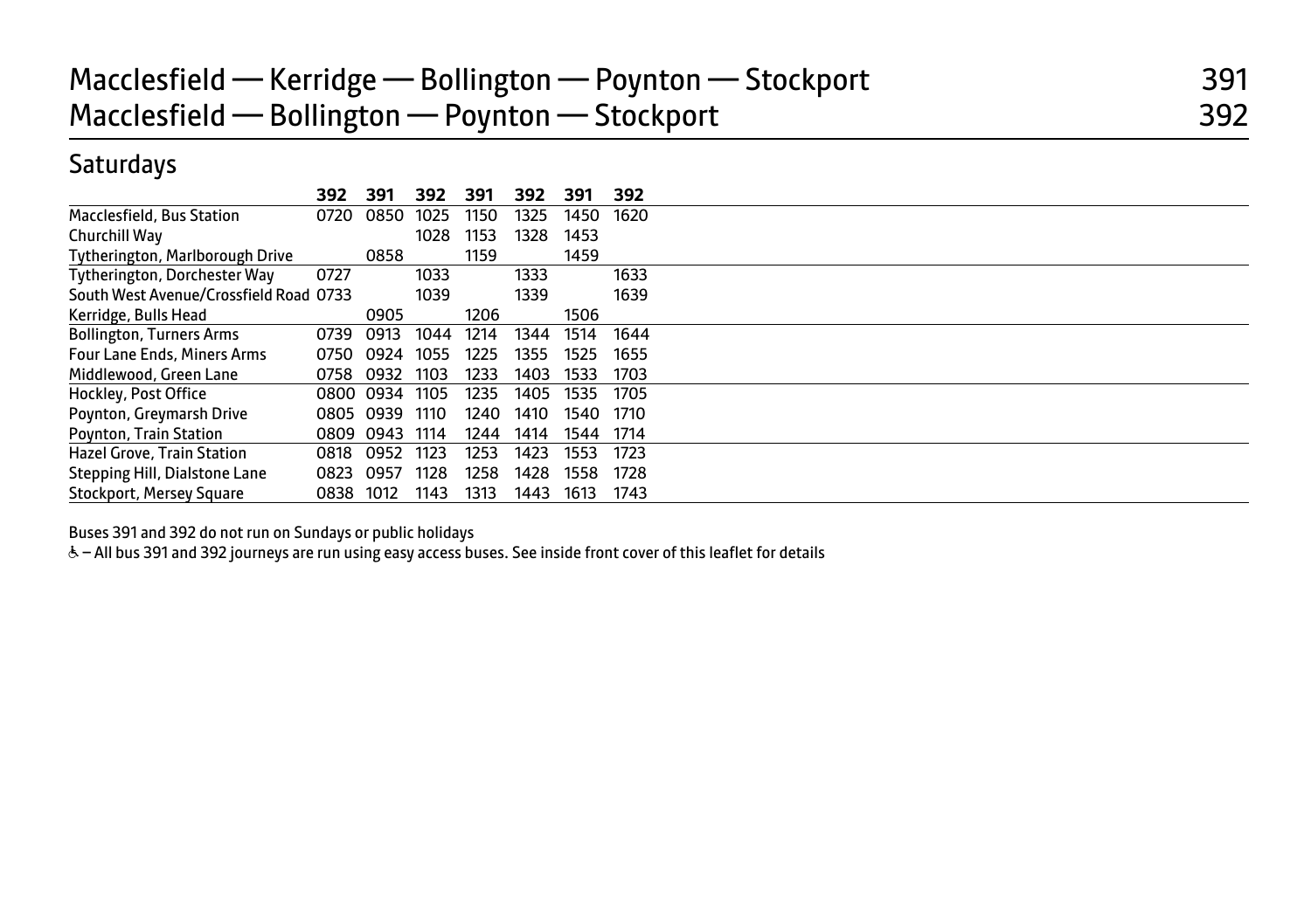# Macclesfield — Kerridge — Bollington — Poynton — Stockport 391
# Macclesfield — Bollington — Poynton — Stockport 392

## Saturdays

| | 392 | 391 | 392 | 391 | 392 | 391 | 392 |
|---|---|---|---|---|---|---|---|
| Macclesfield, Bus Station | 0720 | 0850 | 1025 | 1150 | 1325 | 1450 | 1620 |
| Churchill Way | | | 1028 | 1153 | 1328 | 1453 | |
| Tytherington, Marlborough Drive | | 0858 | | 1159 | | 1459 | |
| Tytherington, Dorchester Way | 0727 | | 1033 | | 1333 | | 1633 |
| South West Avenue/Crossfield Road | 0733 | | 1039 | | 1339 | | 1639 |
| Kerridge, Bulls Head | | 0905 | | 1206 | | 1506 | |
| Bollington, Turners Arms | 0739 | 0913 | 1044 | 1214 | 1344 | 1514 | 1644 |
| Four Lane Ends, Miners Arms | 0750 | 0924 | 1055 | 1225 | 1355 | 1525 | 1655 |
| Middlewood, Green Lane | 0758 | 0932 | 1103 | 1233 | 1403 | 1533 | 1703 |
| Hockley, Post Office | 0800 | 0934 | 1105 | 1235 | 1405 | 1535 | 1705 |
| Poynton, Greymarsh Drive | 0805 | 0939 | 1110 | 1240 | 1410 | 1540 | 1710 |
| Poynton, Train Station | 0809 | 0943 | 1114 | 1244 | 1414 | 1544 | 1714 |
| Hazel Grove, Train Station | 0818 | 0952 | 1123 | 1253 | 1423 | 1553 | 1723 |
| Stepping Hill, Dialstone Lane | 0823 | 0957 | 1128 | 1258 | 1428 | 1558 | 1728 |
| Stockport, Mersey Square | 0838 | 1012 | 1143 | 1313 | 1443 | 1613 | 1743 |

Buses 391 and 392 do not run on Sundays or public holidays

♿ – All bus 391 and 392 journeys are run using easy access buses. See inside front cover of this leaflet for details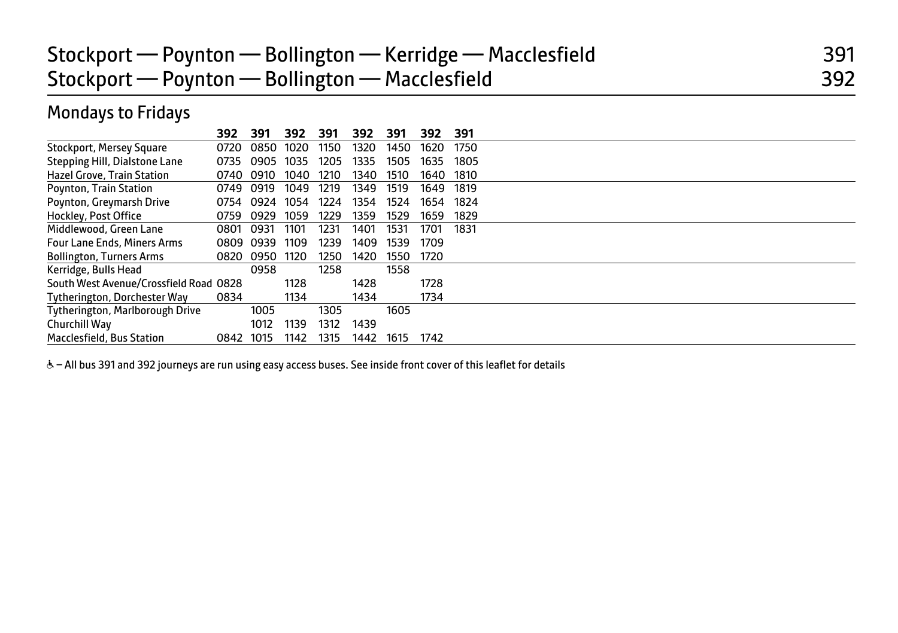# Stockport — Poynton — Bollington — Kerridge — Macclesfield 391
# Stockport — Poynton — Bollington — Macclesfield 392

## Mondays to Fridays

| | 392 | 391 | 392 | 391 | 392 | 391 | 392 | 391 |
|---|---|---|---|---|---|---|---|---|
| Stockport, Mersey Square | 0720 | 0850 | 1020 | 1150 | 1320 | 1450 | 1620 | 1750 |
| Stepping Hill, Dialstone Lane | 0735 | 0905 | 1035 | 1205 | 1335 | 1505 | 1635 | 1805 |
| Hazel Grove, Train Station | 0740 | 0910 | 1040 | 1210 | 1340 | 1510 | 1640 | 1810 |
| Poynton, Train Station | 0749 | 0919 | 1049 | 1219 | 1349 | 1519 | 1649 | 1819 |
| Poynton, Greymarsh Drive | 0754 | 0924 | 1054 | 1224 | 1354 | 1524 | 1654 | 1824 |
| Hockley, Post Office | 0759 | 0929 | 1059 | 1229 | 1359 | 1529 | 1659 | 1829 |
| Middlewood, Green Lane | 0801 | 0931 | 1101 | 1231 | 1401 | 1531 | 1701 | 1831 |
| Four Lane Ends, Miners Arms | 0809 | 0939 | 1109 | 1239 | 1409 | 1539 | 1709 | |
| Bollington, Turners Arms | 0820 | 0950 | 1120 | 1250 | 1420 | 1550 | 1720 | |
| Kerridge, Bulls Head | | 0958 | | 1258 | | 1558 | | |
| South West Avenue/Crossfield Road | 0828 | | 1128 | | 1428 | | 1728 | |
| Tytherington, Dorchester Way | 0834 | | 1134 | | 1434 | | 1734 | |
| Tytherington, Marlborough Drive | | 1005 | | 1305 | | 1605 | | |
| Churchill Way | | 1012 | 1139 | 1312 | 1439 | | | |
| Macclesfield, Bus Station | 0842 | 1015 | 1142 | 1315 | 1442 | 1615 | 1742 | |

♿ – All bus 391 and 392 journeys are run using easy access buses. See inside front cover of this leaflet for details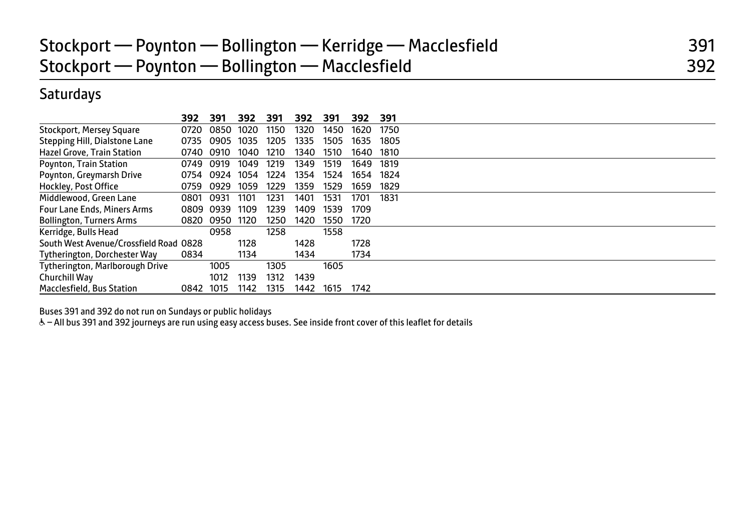# Stockport — Poynton — Bollington — Kerridge — Macclesfield 391
# Stockport — Poynton — Bollington — Macclesfield 392

## Saturdays

| | 392 | 391 | 392 | 391 | 392 | 391 | 392 | 391 |
|---|---|---|---|---|---|---|---|---|
| Stockport, Mersey Square | 0720 | 0850 | 1020 | 1150 | 1320 | 1450 | 1620 | 1750 |
| Stepping Hill, Dialstone Lane | 0735 | 0905 | 1035 | 1205 | 1335 | 1505 | 1635 | 1805 |
| Hazel Grove, Train Station | 0740 | 0910 | 1040 | 1210 | 1340 | 1510 | 1640 | 1810 |
| Poynton, Train Station | 0749 | 0919 | 1049 | 1219 | 1349 | 1519 | 1649 | 1819 |
| Poynton, Greymarsh Drive | 0754 | 0924 | 1054 | 1224 | 1354 | 1524 | 1654 | 1824 |
| Hockley, Post Office | 0759 | 0929 | 1059 | 1229 | 1359 | 1529 | 1659 | 1829 |
| Middlewood, Green Lane | 0801 | 0931 | 1101 | 1231 | 1401 | 1531 | 1701 | 1831 |
| Four Lane Ends, Miners Arms | 0809 | 0939 | 1109 | 1239 | 1409 | 1539 | 1709 | |
| Bollington, Turners Arms | 0820 | 0950 | 1120 | 1250 | 1420 | 1550 | 1720 | |
| Kerridge, Bulls Head | | 0958 | | 1258 | | 1558 | | |
| South West Avenue/Crossfield Road | 0828 | | 1128 | | 1428 | | 1728 | |
| Tytherington, Dorchester Way | 0834 | | 1134 | | 1434 | | 1734 | |
| Tytherington, Marlborough Drive | | 1005 | | 1305 | | 1605 | | |
| Churchill Way | | 1012 | 1139 | 1312 | 1439 | | | |
| Macclesfield, Bus Station | 0842 | 1015 | 1142 | 1315 | 1442 | 1615 | 1742 | |

Buses 391 and 392 do not run on Sundays or public holidays

♿ – All bus 391 and 392 journeys are run using easy access buses. See inside front cover of this leaflet for details